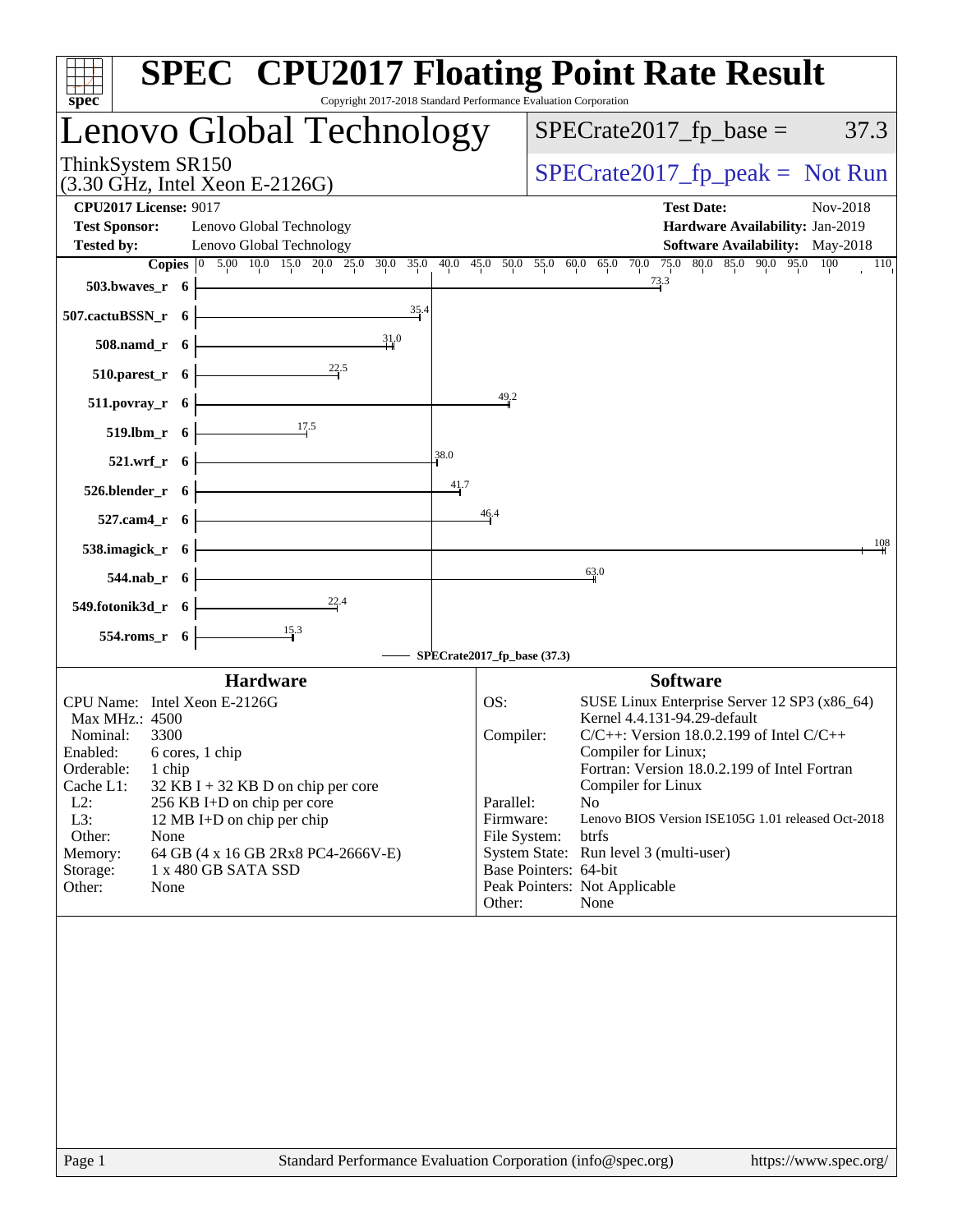# SPEC CPU2017 Floating Point Rate Result

Copyright 2017-2018 Standard Performance Evaluation Corporation

## Lenovo Global Technology

ThinkSystem SR150
(3.30 GHz, Intel Xeon E-2126G)

SPECrate2017_fp_base = 37.3

SPECrate2017_fp_peak = Not Run

**CPU2017 License:** 9017
**Test Sponsor:** Lenovo Global Technology
**Tested by:** Lenovo Global Technology

**Test Date:** Nov-2018
**Hardware Availability:** Jan-2019
**Software Availability:** May-2018

| Benchmark | Copies | Base Ratio |
|---|---|---|
| 503.bwaves_r | 6 | 73.3 |
| 507.cactuBSSN_r | 6 | 35.4 |
| 508.namd_r | 6 | 31.0 |
| 510.parest_r | 6 | 22.5 |
| 511.povray_r | 6 | 49.2 |
| 519.lbm_r | 6 | 17.5 |
| 521.wrf_r | 6 | 38.0 |
| 526.blender_r | 6 | 41.7 |
| 527.cam4_r | 6 | 46.4 |
| 538.imagick_r | 6 | 108 |
| 544.nab_r | 6 | 63.0 |
| 549.fotonik3d_r | 6 | 22.4 |
| 554.roms_r | 6 | 15.3 |

SPECrate2017_fp_base (37.3)

### Hardware

| | |
|---|---|
| CPU Name: | Intel Xeon E-2126G |
| Max MHz.: | 4500 |
| Nominal: | 3300 |
| Enabled: | 6 cores, 1 chip |
| Orderable: | 1 chip |
| Cache L1: | 32 KB I + 32 KB D on chip per core |
| L2: | 256 KB I+D on chip per core |
| L3: | 12 MB I+D on chip per chip |
| Other: | None |
| Memory: | 64 GB (4 x 16 GB 2Rx8 PC4-2666V-E) |
| Storage: | 1 x 480 GB SATA SSD |
| Other: | None |

### Software

| | |
|---|---|
| OS: | SUSE Linux Enterprise Server 12 SP3 (x86_64) Kernel 4.4.131-94.29-default |
| Compiler: | C/C++: Version 18.0.2.199 of Intel C/C++ Compiler for Linux; Fortran: Version 18.0.2.199 of Intel Fortran Compiler for Linux |
| Parallel: | No |
| Firmware: | Lenovo BIOS Version ISE105G 1.01 released Oct-2018 |
| File System: | btrfs |
| System State: | Run level 3 (multi-user) |
| Base Pointers: | 64-bit |
| Peak Pointers: | Not Applicable |
| Other: | None |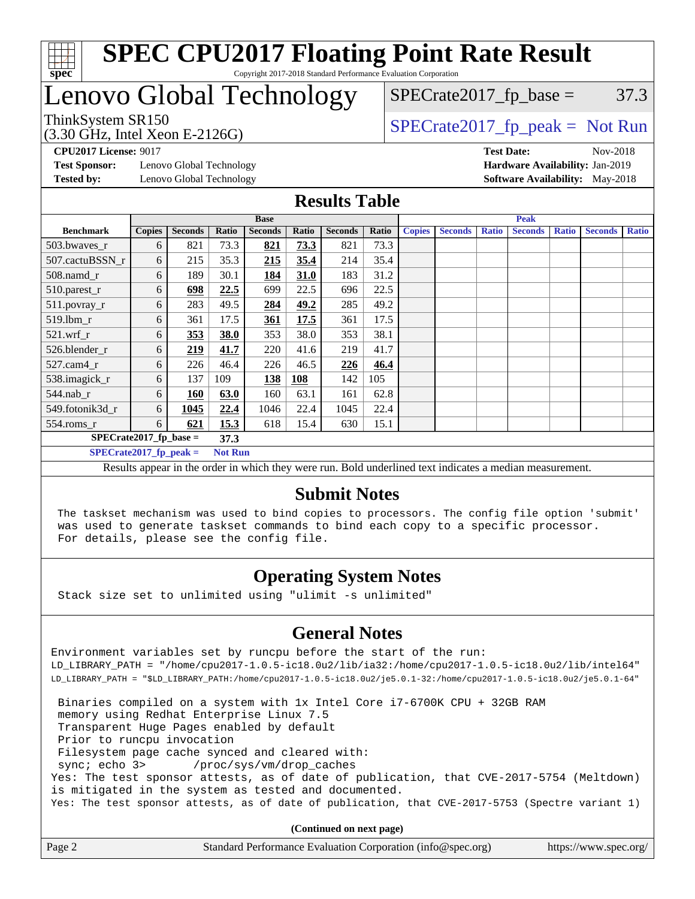# SPEC CPU2017 Floating Point Rate Result

Copyright 2017-2018 Standard Performance Evaluation Corporation

## Lenovo Global Technology

ThinkSystem SR150
(3.30 GHz, Intel Xeon E-2126G)

SPECrate2017_fp_base = 37.3

SPECrate2017_fp_peak = Not Run

**CPU2017 License:** 9017
**Test Sponsor:** Lenovo Global Technology
**Tested by:** Lenovo Global Technology

**Test Date:** Nov-2018
**Hardware Availability:** Jan-2019
**Software Availability:** May-2018

## Results Table

| | Base | | | | | | | Peak | | | | | | |
|---|---|---|---|---|---|---|---|---|---|---|---|---|---|---|
| **Benchmark** | **Copies** | **Seconds** | **Ratio** | **Seconds** | **Ratio** | **Seconds** | **Ratio** | **Copies** | **Seconds** | **Ratio** | **Seconds** | **Ratio** | **Seconds** | **Ratio** |
| 503.bwaves_r | 6 | 821 | 73.3 | **821** | **73.3** | 821 | 73.3 | | | | | | | |
| 507.cactuBSSN_r | 6 | 215 | 35.3 | **215** | **35.4** | 214 | 35.4 | | | | | | | |
| 508.namd_r | 6 | 189 | 30.1 | **184** | **31.0** | 183 | 31.2 | | | | | | | |
| 510.parest_r | 6 | **698** | **22.5** | 699 | 22.5 | 696 | 22.5 | | | | | | | |
| 511.povray_r | 6 | 283 | 49.5 | **284** | **49.2** | 285 | 49.2 | | | | | | | |
| 519.lbm_r | 6 | 361 | 17.5 | **361** | **17.5** | 361 | 17.5 | | | | | | | |
| 521.wrf_r | 6 | **353** | **38.0** | 353 | 38.0 | 353 | 38.1 | | | | | | | |
| 526.blender_r | 6 | **219** | **41.7** | 220 | 41.6 | 219 | 41.7 | | | | | | | |
| 527.cam4_r | 6 | 226 | 46.4 | 226 | 46.5 | **226** | **46.4** | | | | | | | |
| 538.imagick_r | 6 | 137 | 109 | **138** | **108** | 142 | 105 | | | | | | | |
| 544.nab_r | 6 | **160** | **63.0** | 160 | 63.1 | 161 | 62.8 | | | | | | | |
| 549.fotonik3d_r | 6 | **1045** | **22.4** | 1046 | 22.4 | 1045 | 22.4 | | | | | | | |
| 554.roms_r | 6 | **621** | **15.3** | 618 | 15.4 | 630 | 15.1 | | | | | | | |

**SPECrate2017_fp_base = 37.3**

**SPECrate2017_fp_peak = Not Run**

Results appear in the order in which they were run. Bold underlined text indicates a median measurement.

## Submit Notes

```
The taskset mechanism was used to bind copies to processors. The config file option 'submit'
was used to generate taskset commands to bind each copy to a specific processor.
For details, please see the config file.
```

## Operating System Notes

```
Stack size set to unlimited using "ulimit -s unlimited"
```

## General Notes

```
Environment variables set by runcpu before the start of the run:
LD_LIBRARY_PATH = "/home/cpu2017-1.0.5-ic18.0u2/lib/ia32:/home/cpu2017-1.0.5-ic18.0u2/lib/intel64"
LD_LIBRARY_PATH = "$LD_LIBRARY_PATH:/home/cpu2017-1.0.5-ic18.0u2/je5.0.1-32:/home/cpu2017-1.0.5-ic18.0u2/je5.0.1-64"

 Binaries compiled on a system with 1x Intel Core i7-6700K CPU + 32GB RAM
 memory using Redhat Enterprise Linux 7.5
 Transparent Huge Pages enabled by default
 Prior to runcpu invocation
 Filesystem page cache synced and cleared with:
 sync; echo 3>       /proc/sys/vm/drop_caches
Yes: The test sponsor attests, as of date of publication, that CVE-2017-5754 (Meltdown)
is mitigated in the system as tested and documented.
Yes: The test sponsor attests, as of date of publication, that CVE-2017-5753 (Spectre variant 1)
```

**(Continued on next page)**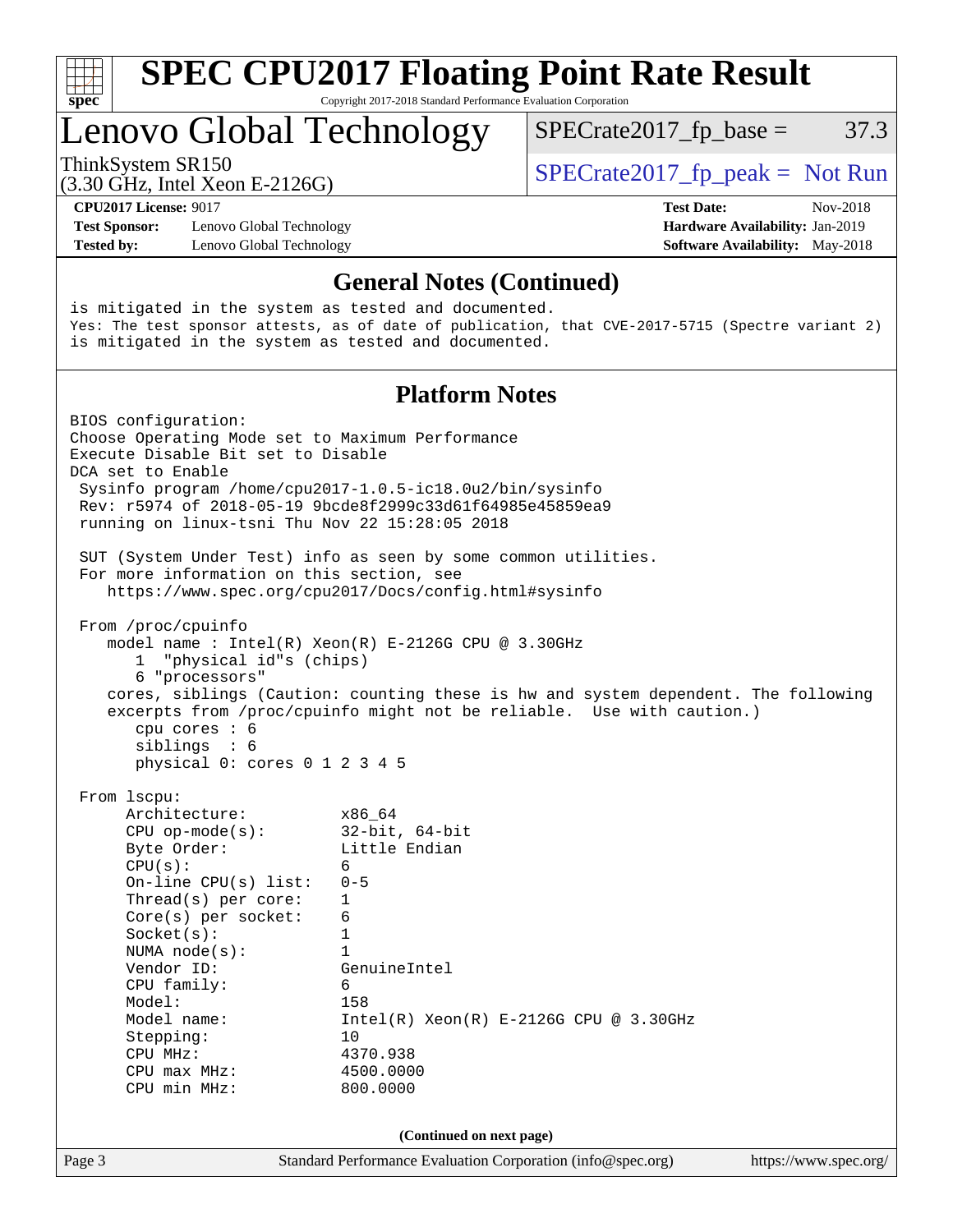# SPEC CPU2017 Floating Point Rate Result

Copyright 2017-2018 Standard Performance Evaluation Corporation

## Lenovo Global Technology

ThinkSystem SR150
(3.30 GHz, Intel Xeon E-2126G)

SPECrate2017_fp_base = 37.3

SPECrate2017_fp_peak = Not Run

**CPU2017 License:** 9017
**Test Sponsor:** Lenovo Global Technology
**Tested by:** Lenovo Global Technology

**Test Date:** Nov-2018
**Hardware Availability:** Jan-2019
**Software Availability:** May-2018

### General Notes (Continued)

```
is mitigated in the system as tested and documented.
Yes: The test sponsor attests, as of date of publication, that CVE-2017-5715 (Spectre variant 2)
is mitigated in the system as tested and documented.
```

### Platform Notes

```
BIOS configuration:
Choose Operating Mode set to Maximum Performance
Execute Disable Bit set to Disable
DCA set to Enable
 Sysinfo program /home/cpu2017-1.0.5-ic18.0u2/bin/sysinfo
 Rev: r5974 of 2018-05-19 9bcde8f2999c33d61f64985e45859ea9
 running on linux-tsni Thu Nov 22 15:28:05 2018

 SUT (System Under Test) info as seen by some common utilities.
 For more information on this section, see
    https://www.spec.org/cpu2017/Docs/config.html#sysinfo

 From /proc/cpuinfo
    model name : Intel(R) Xeon(R) E-2126G CPU @ 3.30GHz
       1  "physical id"s (chips)
       6 "processors"
    cores, siblings (Caution: counting these is hw and system dependent. The following
    excerpts from /proc/cpuinfo might not be reliable.  Use with caution.)
       cpu cores : 6
       siblings  : 6
       physical 0: cores 0 1 2 3 4 5

 From lscpu:
      Architecture:          x86_64
      CPU op-mode(s):        32-bit, 64-bit
      Byte Order:            Little Endian
      CPU(s):                6
      On-line CPU(s) list:   0-5
      Thread(s) per core:    1
      Core(s) per socket:    6
      Socket(s):             1
      NUMA node(s):          1
      Vendor ID:             GenuineIntel
      CPU family:            6
      Model:                 158
      Model name:            Intel(R) Xeon(R) E-2126G CPU @ 3.30GHz
      Stepping:              10
      CPU MHz:               4370.938
      CPU max MHz:           4500.0000
      CPU min MHz:           800.0000
```

(Continued on next page)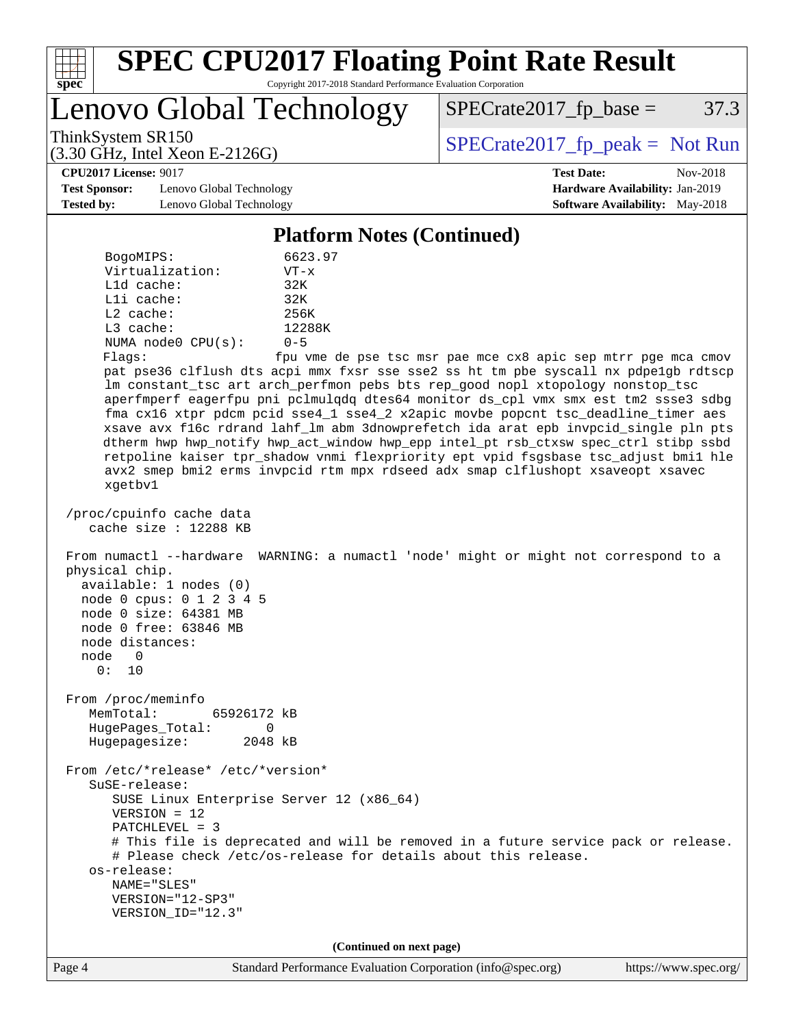## Platform Notes (Continued)

```
      BogoMIPS:              6623.97
      Virtualization:        VT-x
      L1d cache:             32K
      L1i cache:             32K
      L2 cache:              256K
      L3 cache:              12288K
      NUMA node0 CPU(s):     0-5
      Flags:                 fpu vme de pse tsc msr pae mce cx8 apic sep mtrr pge mca cmov
      pat pse36 clflush dts acpi mmx fxsr sse sse2 ss ht tm pbe syscall nx pdpe1gb rdtscp
      lm constant_tsc art arch_perfmon pebs bts rep_good nopl xtopology nonstop_tsc
      aperfmperf eagerfpu pni pclmulqdq dtes64 monitor ds_cpl vmx smx est tm2 ssse3 sdbg
      fma cx16 xtpr pdcm pcid sse4_1 sse4_2 x2apic movbe popcnt tsc_deadline_timer aes
      xsave avx f16c rdrand lahf_lm abm 3dnowprefetch ida arat epb invpcid_single pln pts
      dtherm hwp hwp_notify hwp_act_window hwp_epp intel_pt rsb_ctxsw spec_ctrl stibp ssbd
      retpoline kaiser tpr_shadow vnmi flexpriority ept vpid fsgsbase tsc_adjust bmi1 hle
      avx2 smep bmi2 erms invpcid rtm mpx rdseed adx smap clflushopt xsaveopt xsavec
      xgetbv1

 /proc/cpuinfo cache data
    cache size : 12288 KB

 From numactl --hardware  WARNING: a numactl 'node' might or might not correspond to a
 physical chip.
   available: 1 nodes (0)
   node 0 cpus: 0 1 2 3 4 5
   node 0 size: 64381 MB
   node 0 free: 63846 MB
   node distances:
   node   0
     0:  10

 From /proc/meminfo
    MemTotal:       65926172 kB
    HugePages_Total:       0
    Hugepagesize:       2048 kB

 From /etc/*release* /etc/*version*
    SuSE-release:
       SUSE Linux Enterprise Server 12 (x86_64)
       VERSION = 12
       PATCHLEVEL = 3
       # This file is deprecated and will be removed in a future service pack or release.
       # Please check /etc/os-release for details about this release.
    os-release:
       NAME="SLES"
       VERSION="12-SP3"
       VERSION_ID="12.3"
```

(Continued on next page)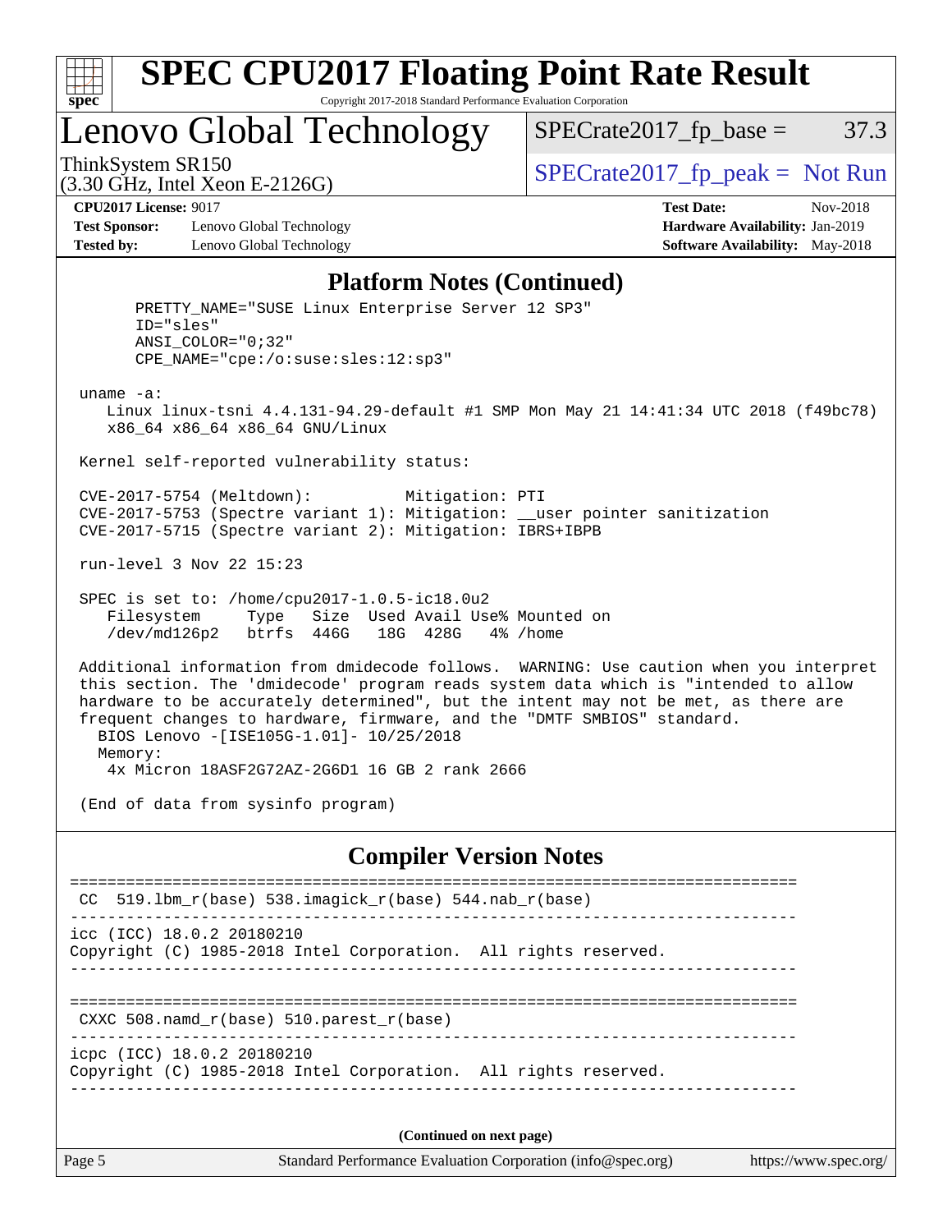# SPEC CPU2017 Floating Point Rate Result

Copyright 2017-2018 Standard Performance Evaluation Corporation

## Lenovo Global Technology

ThinkSystem SR150
(3.30 GHz, Intel Xeon E-2126G)

SPECrate2017_fp_base = 37.3

SPECrate2017_fp_peak = Not Run

**CPU2017 License:** 9017
**Test Sponsor:** Lenovo Global Technology
**Tested by:** Lenovo Global Technology

**Test Date:** Nov-2018
**Hardware Availability:** Jan-2019
**Software Availability:** May-2018

## Platform Notes (Continued)

```
      PRETTY_NAME="SUSE Linux Enterprise Server 12 SP3"
      ID="sles"
      ANSI_COLOR="0;32"
      CPE_NAME="cpe:/o:suse:sles:12:sp3"

 uname -a:
    Linux linux-tsni 4.4.131-94.29-default #1 SMP Mon May 21 14:41:34 UTC 2018 (f49bc78)
    x86_64 x86_64 x86_64 GNU/Linux

 Kernel self-reported vulnerability status:

 CVE-2017-5754 (Meltdown):          Mitigation: PTI
 CVE-2017-5753 (Spectre variant 1): Mitigation: __user pointer sanitization
 CVE-2017-5715 (Spectre variant 2): Mitigation: IBRS+IBPB

 run-level 3 Nov 22 15:23

 SPEC is set to: /home/cpu2017-1.0.5-ic18.0u2
    Filesystem     Type   Size  Used Avail Use% Mounted on
    /dev/md126p2   btrfs  446G   18G  428G   4% /home

 Additional information from dmidecode follows.  WARNING: Use caution when you interpret
 this section. The 'dmidecode' program reads system data which is "intended to allow
 hardware to be accurately determined", but the intent may not be met, as there are
 frequent changes to hardware, firmware, and the "DMTF SMBIOS" standard.
   BIOS Lenovo -[ISE105G-1.01]- 10/25/2018
   Memory:
    4x Micron 18ASF2G72AZ-2G6D1 16 GB 2 rank 2666

 (End of data from sysinfo program)
```

## Compiler Version Notes

```
==============================================================================
 CC  519.lbm_r(base) 538.imagick_r(base) 544.nab_r(base)
------------------------------------------------------------------------------
icc (ICC) 18.0.2 20180210
Copyright (C) 1985-2018 Intel Corporation.  All rights reserved.
------------------------------------------------------------------------------

==============================================================================
 CXXC 508.namd_r(base) 510.parest_r(base)
------------------------------------------------------------------------------
icpc (ICC) 18.0.2 20180210
Copyright (C) 1985-2018 Intel Corporation.  All rights reserved.
------------------------------------------------------------------------------
```

**(Continued on next page)**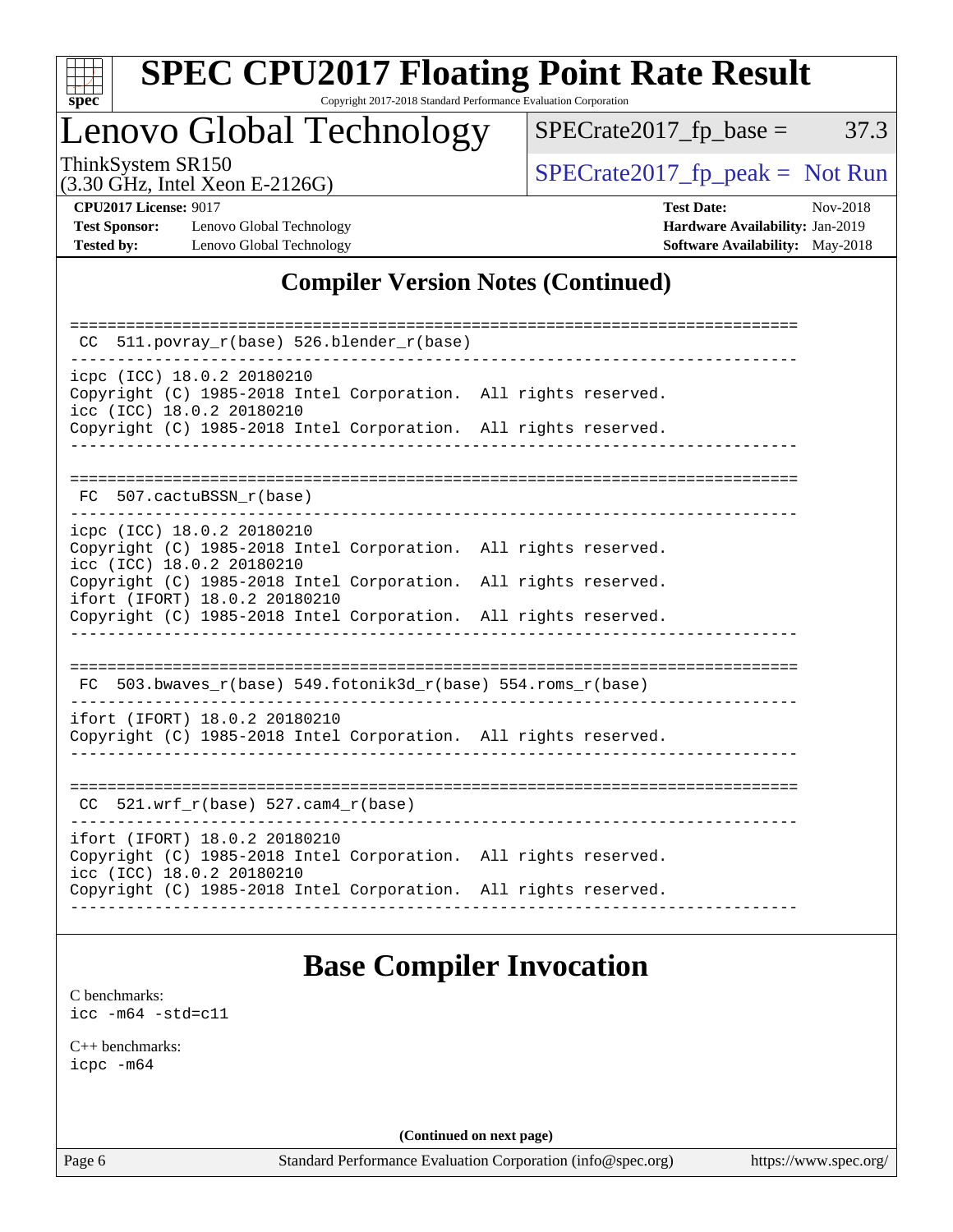## Compiler Version Notes (Continued)

```
==============================================================================
 CC  511.povray_r(base) 526.blender_r(base)
------------------------------------------------------------------------------
icpc (ICC) 18.0.2 20180210
Copyright (C) 1985-2018 Intel Corporation.  All rights reserved.
icc (ICC) 18.0.2 20180210
Copyright (C) 1985-2018 Intel Corporation.  All rights reserved.
------------------------------------------------------------------------------

==============================================================================
 FC  507.cactuBSSN_r(base)
------------------------------------------------------------------------------
icpc (ICC) 18.0.2 20180210
Copyright (C) 1985-2018 Intel Corporation.  All rights reserved.
icc (ICC) 18.0.2 20180210
Copyright (C) 1985-2018 Intel Corporation.  All rights reserved.
ifort (IFORT) 18.0.2 20180210
Copyright (C) 1985-2018 Intel Corporation.  All rights reserved.
------------------------------------------------------------------------------

==============================================================================
 FC  503.bwaves_r(base) 549.fotonik3d_r(base) 554.roms_r(base)
------------------------------------------------------------------------------
ifort (IFORT) 18.0.2 20180210
Copyright (C) 1985-2018 Intel Corporation.  All rights reserved.
------------------------------------------------------------------------------

==============================================================================
 CC  521.wrf_r(base) 527.cam4_r(base)
------------------------------------------------------------------------------
ifort (IFORT) 18.0.2 20180210
Copyright (C) 1985-2018 Intel Corporation.  All rights reserved.
icc (ICC) 18.0.2 20180210
Copyright (C) 1985-2018 Intel Corporation.  All rights reserved.
------------------------------------------------------------------------------
```

## Base Compiler Invocation

C benchmarks:
icc -m64 -std=c11

C++ benchmarks:
icpc -m64

(Continued on next page)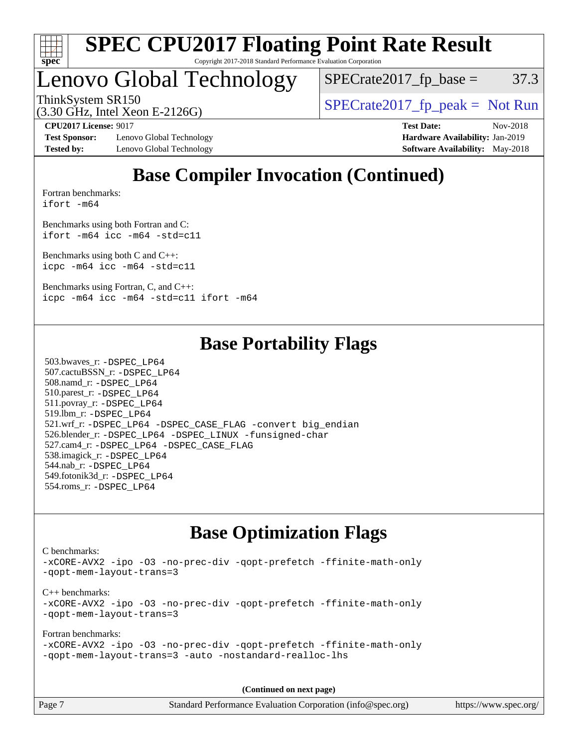# SPEC CPU2017 Floating Point Rate Result

Copyright 2017-2018 Standard Performance Evaluation Corporation

# Lenovo Global Technology

ThinkSystem SR150
(3.30 GHz, Intel Xeon E-2126G)

SPECrate2017_fp_base = 37.3

SPECrate2017_fp_peak = Not Run

**CPU2017 License:** 9017
**Test Sponsor:** Lenovo Global Technology
**Tested by:** Lenovo Global Technology

**Test Date:** Nov-2018
**Hardware Availability:** Jan-2019
**Software Availability:** May-2018

## Base Compiler Invocation (Continued)

Fortran benchmarks:
`ifort -m64`

Benchmarks using both Fortran and C:
`ifort -m64 icc -m64 -std=c11`

Benchmarks using both C and C++:
`icpc -m64 icc -m64 -std=c11`

Benchmarks using Fortran, C, and C++:
`icpc -m64 icc -m64 -std=c11 ifort -m64`

## Base Portability Flags

503.bwaves_r: `-DSPEC_LP64`
507.cactuBSSN_r: `-DSPEC_LP64`
508.namd_r: `-DSPEC_LP64`
510.parest_r: `-DSPEC_LP64`
511.povray_r: `-DSPEC_LP64`
519.lbm_r: `-DSPEC_LP64`
521.wrf_r: `-DSPEC_LP64 -DSPEC_CASE_FLAG -convert big_endian`
526.blender_r: `-DSPEC_LP64 -DSPEC_LINUX -funsigned-char`
527.cam4_r: `-DSPEC_LP64 -DSPEC_CASE_FLAG`
538.imagick_r: `-DSPEC_LP64`
544.nab_r: `-DSPEC_LP64`
549.fotonik3d_r: `-DSPEC_LP64`
554.roms_r: `-DSPEC_LP64`

## Base Optimization Flags

C benchmarks:
`-xCORE-AVX2 -ipo -O3 -no-prec-div -qopt-prefetch -ffinite-math-only -qopt-mem-layout-trans=3`

C++ benchmarks:
`-xCORE-AVX2 -ipo -O3 -no-prec-div -qopt-prefetch -ffinite-math-only -qopt-mem-layout-trans=3`

Fortran benchmarks:
`-xCORE-AVX2 -ipo -O3 -no-prec-div -qopt-prefetch -ffinite-math-only -qopt-mem-layout-trans=3 -auto -nostandard-realloc-lhs`

**(Continued on next page)**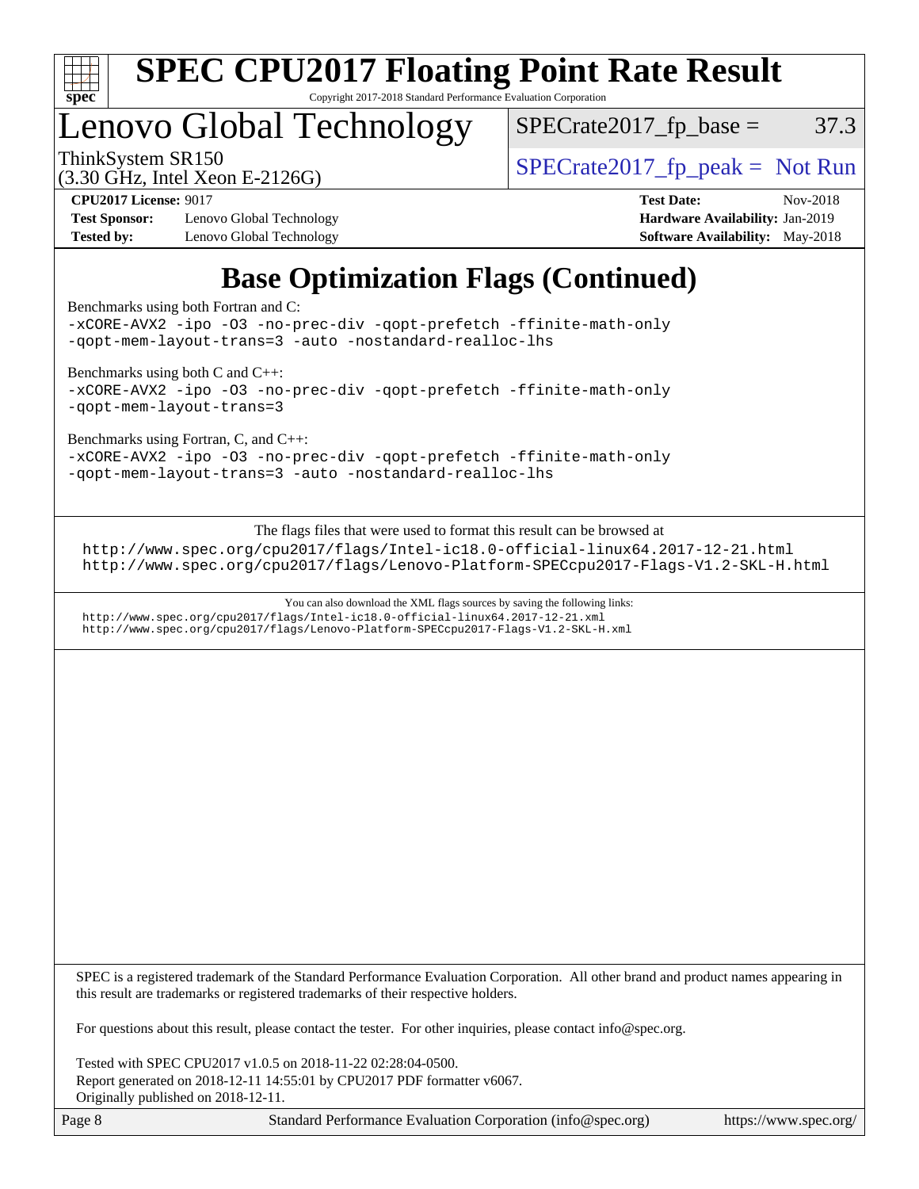# Base Optimization Flags (Continued)

Benchmarks using both Fortran and C:

```
-xCORE-AVX2 -ipo -O3 -no-prec-div -qopt-prefetch -ffinite-math-only
-qopt-mem-layout-trans=3 -auto -nostandard-realloc-lhs
```

Benchmarks using both C and C++:

```
-xCORE-AVX2 -ipo -O3 -no-prec-div -qopt-prefetch -ffinite-math-only
-qopt-mem-layout-trans=3
```

Benchmarks using Fortran, C, and C++:

```
-xCORE-AVX2 -ipo -O3 -no-prec-div -qopt-prefetch -ffinite-math-only
-qopt-mem-layout-trans=3 -auto -nostandard-realloc-lhs
```

The flags files that were used to format this result can be browsed at

http://www.spec.org/cpu2017/flags/Intel-ic18.0-official-linux64.2017-12-21.html
http://www.spec.org/cpu2017/flags/Lenovo-Platform-SPECcpu2017-Flags-V1.2-SKL-H.html

You can also download the XML flags sources by saving the following links:

http://www.spec.org/cpu2017/flags/Intel-ic18.0-official-linux64.2017-12-21.xml
http://www.spec.org/cpu2017/flags/Lenovo-Platform-SPECcpu2017-Flags-V1.2-SKL-H.xml

SPEC is a registered trademark of the Standard Performance Evaluation Corporation. All other brand and product names appearing in this result are trademarks or registered trademarks of their respective holders.

For questions about this result, please contact the tester. For other inquiries, please contact info@spec.org.

Tested with SPEC CPU2017 v1.0.5 on 2018-11-22 02:28:04-0500.
Report generated on 2018-12-11 14:55:01 by CPU2017 PDF formatter v6067.
Originally published on 2018-12-11.